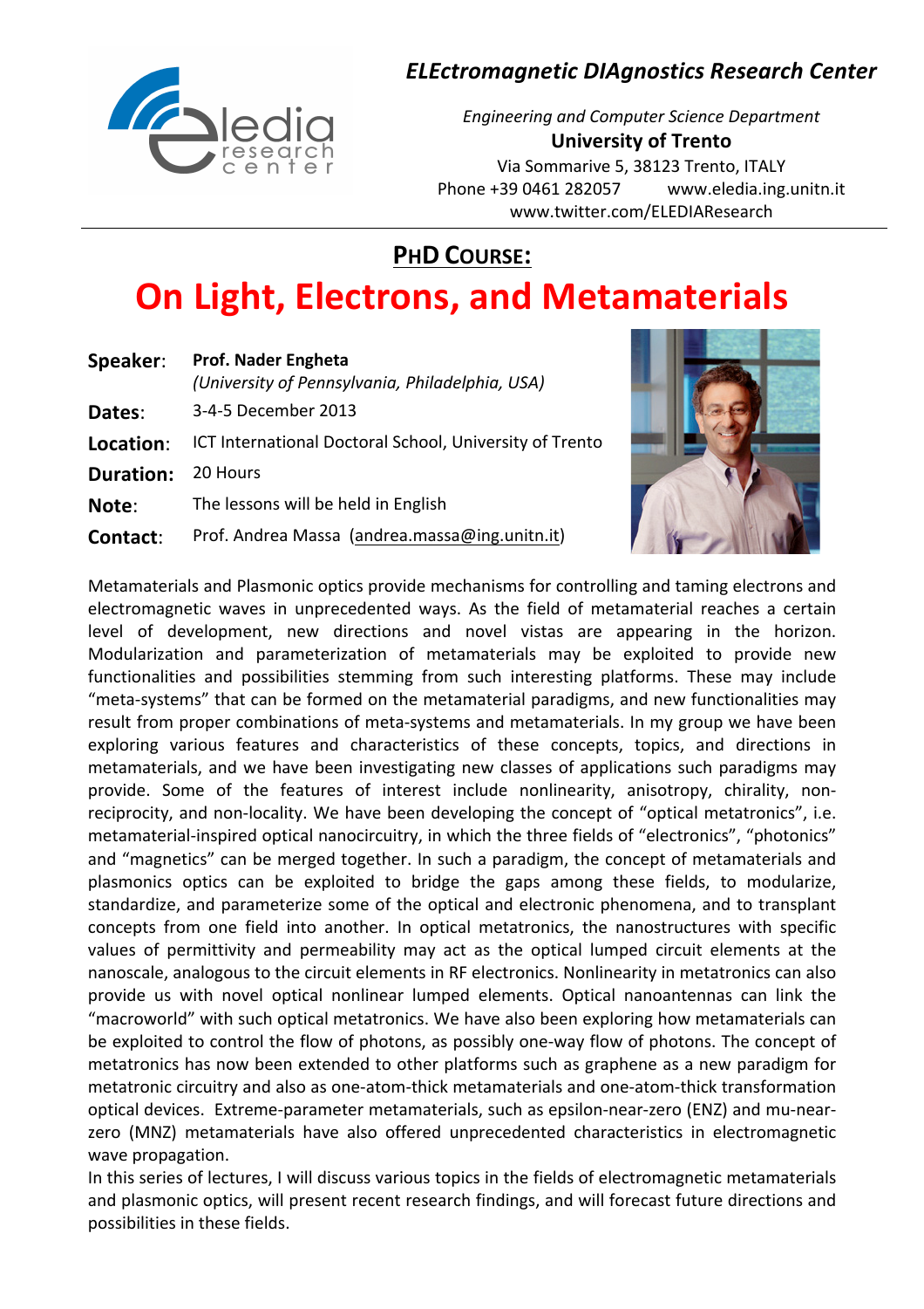*ELEctromagnetic DIAgnostics Research Center*

*Engineering and Computer Science Department*
**University of Trento**
Via Sommarive 5, 38123 Trento, ITALY
Phone +39 0461 282057 www.eledia.ing.unitn.it
www.twitter.com/ELEDIAResearch

## PHD COURSE:

# On Light, Electrons, and Metamaterials

**Speaker**: **Prof. Nader Engheta**
*(University of Pennsylvania, Philadelphia, USA)*

**Dates**: 3-4-5 December 2013

**Location**: ICT International Doctoral School, University of Trento

**Duration**: 20 Hours

**Note**: The lessons will be held in English

**Contact**: Prof. Andrea Massa (andrea.massa@ing.unitn.it)

Metamaterials and Plasmonic optics provide mechanisms for controlling and taming electrons and electromagnetic waves in unprecedented ways. As the field of metamaterial reaches a certain level of development, new directions and novel vistas are appearing in the horizon. Modularization and parameterization of metamaterials may be exploited to provide new functionalities and possibilities stemming from such interesting platforms. These may include "meta-systems" that can be formed on the metamaterial paradigms, and new functionalities may result from proper combinations of meta-systems and metamaterials. In my group we have been exploring various features and characteristics of these concepts, topics, and directions in metamaterials, and we have been investigating new classes of applications such paradigms may provide. Some of the features of interest include nonlinearity, anisotropy, chirality, non-reciprocity, and non-locality. We have been developing the concept of "optical metatronics", i.e. metamaterial-inspired optical nanocircuitry, in which the three fields of "electronics", "photonics" and "magnetics" can be merged together. In such a paradigm, the concept of metamaterials and plasmonics optics can be exploited to bridge the gaps among these fields, to modularize, standardize, and parameterize some of the optical and electronic phenomena, and to transplant concepts from one field into another. In optical metatronics, the nanostructures with specific values of permittivity and permeability may act as the optical lumped circuit elements at the nanoscale, analogous to the circuit elements in RF electronics. Nonlinearity in metatronics can also provide us with novel optical nonlinear lumped elements. Optical nanoantennas can link the "macroworld" with such optical metatronics. We have also been exploring how metamaterials can be exploited to control the flow of photons, as possibly one-way flow of photons. The concept of metatronics has now been extended to other platforms such as graphene as a new paradigm for metatronic circuitry and also as one-atom-thick metamaterials and one-atom-thick transformation optical devices. Extreme-parameter metamaterials, such as epsilon-near-zero (ENZ) and mu-near-zero (MNZ) metamaterials have also offered unprecedented characteristics in electromagnetic wave propagation.

In this series of lectures, I will discuss various topics in the fields of electromagnetic metamaterials and plasmonic optics, will present recent research findings, and will forecast future directions and possibilities in these fields.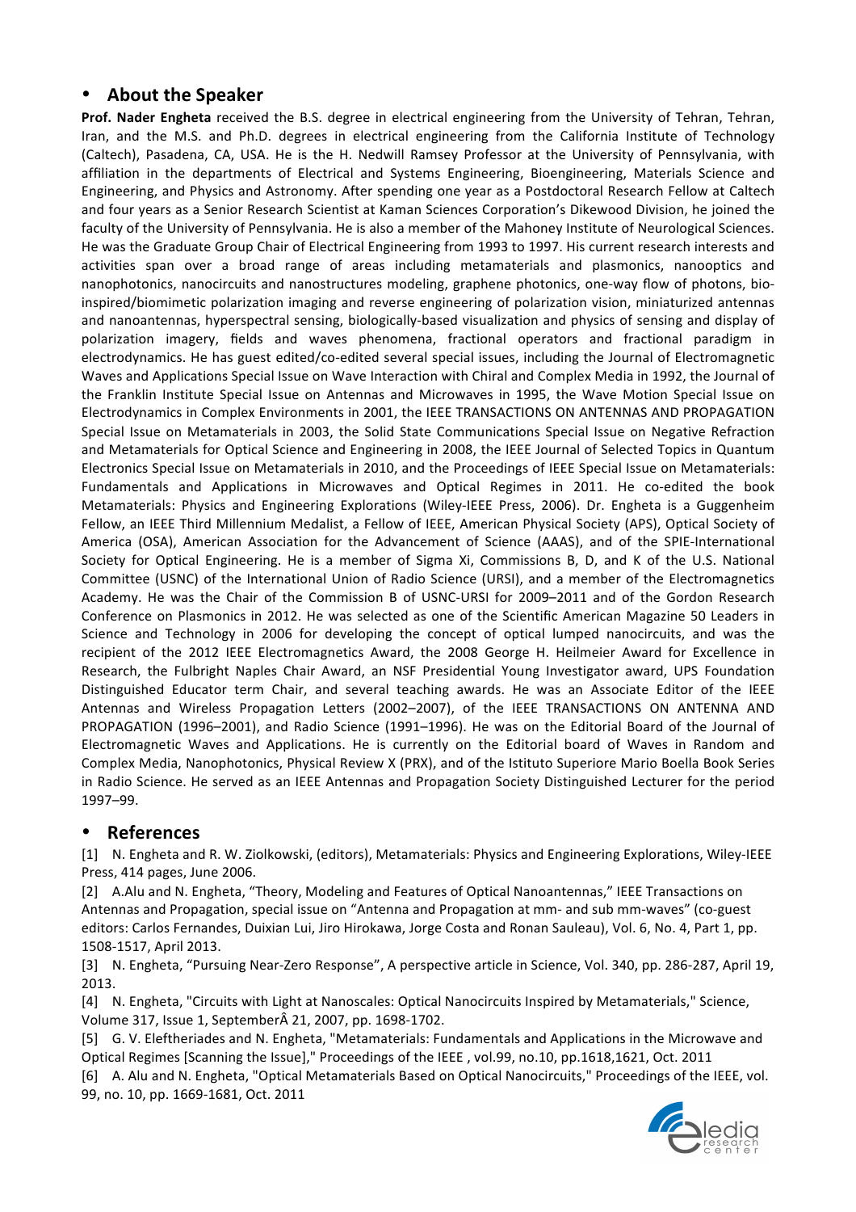- **About the Speaker**

**Prof. Nader Engheta** received the B.S. degree in electrical engineering from the University of Tehran, Tehran, Iran, and the M.S. and Ph.D. degrees in electrical engineering from the California Institute of Technology (Caltech), Pasadena, CA, USA. He is the H. Nedwill Ramsey Professor at the University of Pennsylvania, with affiliation in the departments of Electrical and Systems Engineering, Bioengineering, Materials Science and Engineering, and Physics and Astronomy. After spending one year as a Postdoctoral Research Fellow at Caltech and four years as a Senior Research Scientist at Kaman Sciences Corporation's Dikewood Division, he joined the faculty of the University of Pennsylvania. He is also a member of the Mahoney Institute of Neurological Sciences. He was the Graduate Group Chair of Electrical Engineering from 1993 to 1997. His current research interests and activities span over a broad range of areas including metamaterials and plasmonics, nanooptics and nanophotonics, nanocircuits and nanostructures modeling, graphene photonics, one-way flow of photons, bio-inspired/biomimetic polarization imaging and reverse engineering of polarization vision, miniaturized antennas and nanoantennas, hyperspectral sensing, biologically-based visualization and physics of sensing and display of polarization imagery, fields and waves phenomena, fractional operators and fractional paradigm in electrodynamics. He has guest edited/co-edited several special issues, including the Journal of Electromagnetic Waves and Applications Special Issue on Wave Interaction with Chiral and Complex Media in 1992, the Journal of the Franklin Institute Special Issue on Antennas and Microwaves in 1995, the Wave Motion Special Issue on Electrodynamics in Complex Environments in 2001, the IEEE TRANSACTIONS ON ANTENNAS AND PROPAGATION Special Issue on Metamaterials in 2003, the Solid State Communications Special Issue on Negative Refraction and Metamaterials for Optical Science and Engineering in 2008, the IEEE Journal of Selected Topics in Quantum Electronics Special Issue on Metamaterials in 2010, and the Proceedings of IEEE Special Issue on Metamaterials: Fundamentals and Applications in Microwaves and Optical Regimes in 2011. He co-edited the book Metamaterials: Physics and Engineering Explorations (Wiley-IEEE Press, 2006). Dr. Engheta is a Guggenheim Fellow, an IEEE Third Millennium Medalist, a Fellow of IEEE, American Physical Society (APS), Optical Society of America (OSA), American Association for the Advancement of Science (AAAS), and of the SPIE-International Society for Optical Engineering. He is a member of Sigma Xi, Commissions B, D, and K of the U.S. National Committee (USNC) of the International Union of Radio Science (URSI), and a member of the Electromagnetics Academy. He was the Chair of the Commission B of USNC-URSI for 2009–2011 and of the Gordon Research Conference on Plasmonics in 2012. He was selected as one of the Scientific American Magazine 50 Leaders in Science and Technology in 2006 for developing the concept of optical lumped nanocircuits, and was the recipient of the 2012 IEEE Electromagnetics Award, the 2008 George H. Heilmeier Award for Excellence in Research, the Fulbright Naples Chair Award, an NSF Presidential Young Investigator award, UPS Foundation Distinguished Educator term Chair, and several teaching awards. He was an Associate Editor of the IEEE Antennas and Wireless Propagation Letters (2002–2007), of the IEEE TRANSACTIONS ON ANTENNA AND PROPAGATION (1996–2001), and Radio Science (1991–1996). He was on the Editorial Board of the Journal of Electromagnetic Waves and Applications. He is currently on the Editorial board of Waves in Random and Complex Media, Nanophotonics, Physical Review X (PRX), and of the Istituto Superiore Mario Boella Book Series in Radio Science. He served as an IEEE Antennas and Propagation Society Distinguished Lecturer for the period 1997–99.

- **References**

[1] N. Engheta and R. W. Ziolkowski, (editors), Metamaterials: Physics and Engineering Explorations, Wiley-IEEE Press, 414 pages, June 2006.

[2] A.Alu and N. Engheta, "Theory, Modeling and Features of Optical Nanoantennas," IEEE Transactions on Antennas and Propagation, special issue on "Antenna and Propagation at mm- and sub mm-waves" (co-guest editors: Carlos Fernandes, Duixian Lui, Jiro Hirokawa, Jorge Costa and Ronan Sauleau), Vol. 6, No. 4, Part 1, pp. 1508-1517, April 2013.

[3] N. Engheta, "Pursuing Near-Zero Response", A perspective article in Science, Vol. 340, pp. 286-287, April 19, 2013.

[4] N. Engheta, "Circuits with Light at Nanoscales: Optical Nanocircuits Inspired by Metamaterials," Science, Volume 317, Issue 1, SeptemberÂ 21, 2007, pp. 1698-1702.

[5] G. V. Eleftheriades and N. Engheta, "Metamaterials: Fundamentals and Applications in the Microwave and Optical Regimes [Scanning the Issue]," Proceedings of the IEEE , vol.99, no.10, pp.1618,1621, Oct. 2011

[6] A. Alu and N. Engheta, "Optical Metamaterials Based on Optical Nanocircuits," Proceedings of the IEEE, vol. 99, no. 10, pp. 1669-1681, Oct. 2011